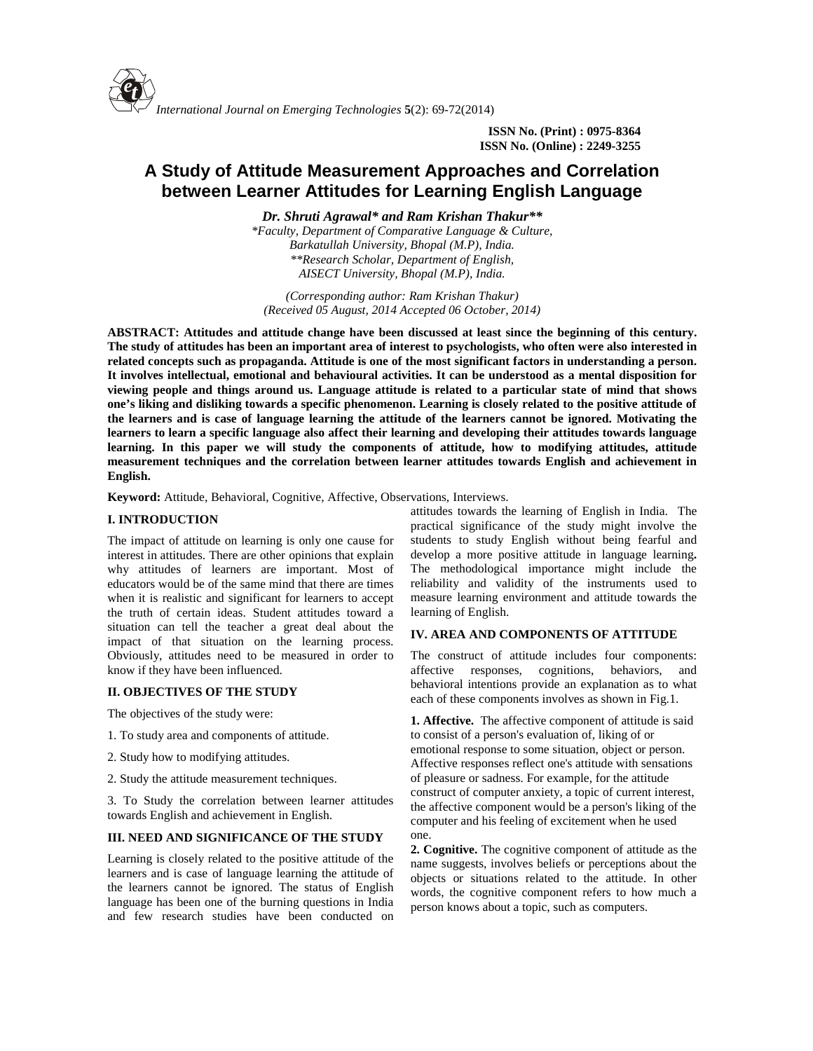ISSN No. (Print) : 0975-8364
ISSN No. (Online) : 2249-3255

# A Study of Attitude Measurement Approaches and Correlation between Learner Attitudes for Learning English Language

***Dr. Shruti Agrawal\* and Ram Krishan Thakur\*\****

*\*Faculty, Department of Comparative Language & Culture,*
*Barkatullah University, Bhopal (M.P), India.*
*\*\*Research Scholar, Department of English,*
*AISECT University, Bhopal (M.P), India.*

*(Corresponding author: Ram Krishan Thakur)*
*(Received 05 August, 2014 Accepted 06 October, 2014)*

**ABSTRACT: Attitudes and attitude change have been discussed at least since the beginning of this century. The study of attitudes has been an important area of interest to psychologists, who often were also interested in related concepts such as propaganda. Attitude is one of the most significant factors in understanding a person. It involves intellectual, emotional and behavioural activities. It can be understood as a mental disposition for viewing people and things around us. Language attitude is related to a particular state of mind that shows one's liking and disliking towards a specific phenomenon. Learning is closely related to the positive attitude of the learners and is case of language learning the attitude of the learners cannot be ignored. Motivating the learners to learn a specific language also affect their learning and developing their attitudes towards language learning. In this paper we will study the components of attitude, how to modifying attitudes, attitude measurement techniques and the correlation between learner attitudes towards English and achievement in English.**

**Keyword:** Attitude, Behavioral, Cognitive, Affective, Observations, Interviews.

## I. INTRODUCTION

The impact of attitude on learning is only one cause for interest in attitudes. There are other opinions that explain why attitudes of learners are important. Most of educators would be of the same mind that there are times when it is realistic and significant for learners to accept the truth of certain ideas. Student attitudes toward a situation can tell the teacher a great deal about the impact of that situation on the learning process. Obviously, attitudes need to be measured in order to know if they have been influenced.

## II. OBJECTIVES OF THE STUDY

The objectives of the study were:

1. To study area and components of attitude.

2. Study how to modifying attitudes.

2. Study the attitude measurement techniques.

3. To Study the correlation between learner attitudes towards English and achievement in English.

## III. NEED AND SIGNIFICANCE OF THE STUDY

Learning is closely related to the positive attitude of the learners and is case of language learning the attitude of the learners cannot be ignored. The status of English language has been one of the burning questions in India and few research studies have been conducted on attitudes towards the learning of English in India. The practical significance of the study might involve the students to study English without being fearful and develop a more positive attitude in language learning**.** The methodological importance might include the reliability and validity of the instruments used to measure learning environment and attitude towards the learning of English.

## IV. AREA AND COMPONENTS OF ATTITUDE

The construct of attitude includes four components: affective responses, cognitions, behaviors, and behavioral intentions provide an explanation as to what each of these components involves as shown in Fig.1.

**1. Affective.** The affective component of attitude is said to consist of a person's evaluation of, liking of or emotional response to some situation, object or person. Affective responses reflect one's attitude with sensations of pleasure or sadness. For example, for the attitude construct of computer anxiety, a topic of current interest, the affective component would be a person's liking of the computer and his feeling of excitement when he used one.

**2. Cognitive.** The cognitive component of attitude as the name suggests, involves beliefs or perceptions about the objects or situations related to the attitude. In other words, the cognitive component refers to how much a person knows about a topic, such as computers.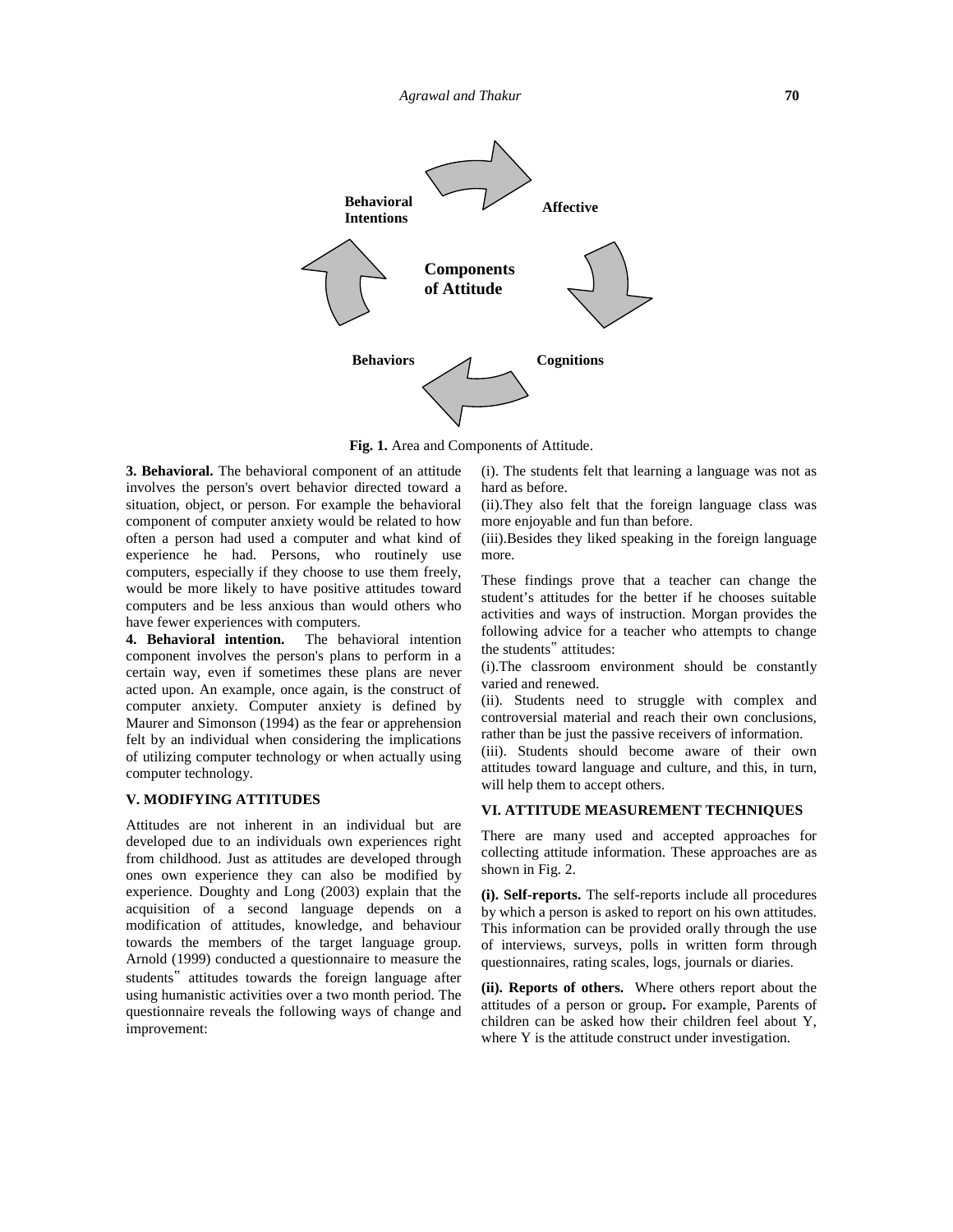Behavioral Intentions

Affective

Components of Attitude

Behaviors

Cognitions

**Fig. 1.** Area and Components of Attitude.

**3. Behavioral.** The behavioral component of an attitude involves the person's overt behavior directed toward a situation, object, or person. For example the behavioral component of computer anxiety would be related to how often a person had used a computer and what kind of experience he had. Persons, who routinely use computers, especially if they choose to use them freely, would be more likely to have positive attitudes toward computers and be less anxious than would others who have fewer experiences with computers.

**4. Behavioral intention.** The behavioral intention component involves the person's plans to perform in a certain way, even if sometimes these plans are never acted upon. An example, once again, is the construct of computer anxiety. Computer anxiety is defined by Maurer and Simonson (1994) as the fear or apprehension felt by an individual when considering the implications of utilizing computer technology or when actually using computer technology.

## V. MODIFYING ATTITUDES

Attitudes are not inherent in an individual but are developed due to an individuals own experiences right from childhood. Just as attitudes are developed through ones own experience they can also be modified by experience. Doughty and Long (2003) explain that the acquisition of a second language depends on a modification of attitudes, knowledge, and behaviour towards the members of the target language group. Arnold (1999) conducted a questionnaire to measure the students‟ attitudes towards the foreign language after using humanistic activities over a two month period. The questionnaire reveals the following ways of change and improvement:

(i). The students felt that learning a language was not as hard as before.

(ii).They also felt that the foreign language class was more enjoyable and fun than before.

(iii).Besides they liked speaking in the foreign language more.

These findings prove that a teacher can change the student's attitudes for the better if he chooses suitable activities and ways of instruction. Morgan provides the following advice for a teacher who attempts to change the students‟ attitudes:

(i).The classroom environment should be constantly varied and renewed.

(ii). Students need to struggle with complex and controversial material and reach their own conclusions, rather than be just the passive receivers of information.

(iii). Students should become aware of their own attitudes toward language and culture, and this, in turn, will help them to accept others.

## VI. ATTITUDE MEASUREMENT TECHNIQUES

There are many used and accepted approaches for collecting attitude information. These approaches are as shown in Fig. 2.

**(i). Self-reports.** The self-reports include all procedures by which a person is asked to report on his own attitudes. This information can be provided orally through the use of interviews, surveys, polls in written form through questionnaires, rating scales, logs, journals or diaries.

**(ii). Reports of others.** Where others report about the attitudes of a person or group**.** For example, Parents of children can be asked how their children feel about Y, where Y is the attitude construct under investigation.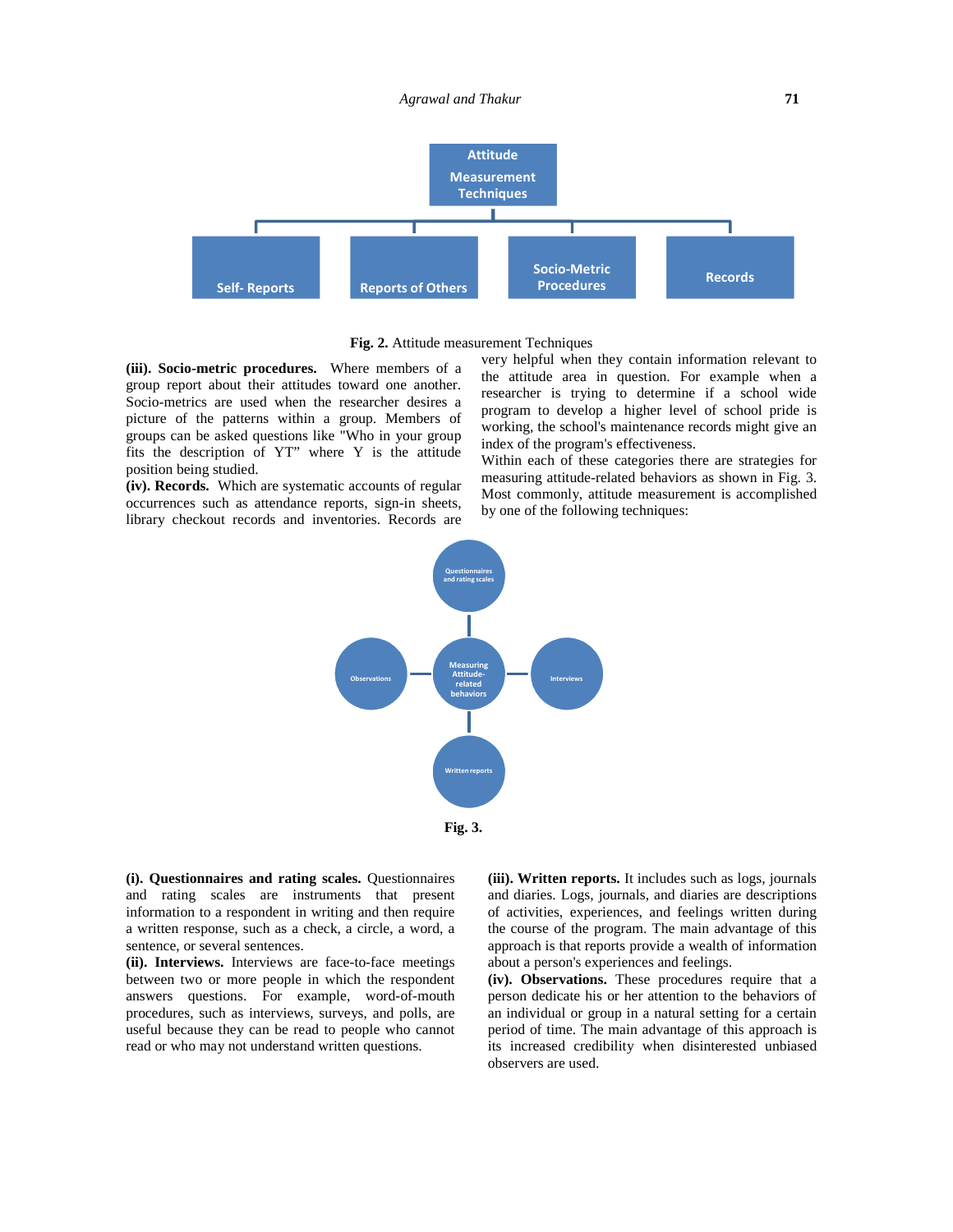Attitude Measurement Techniques

Self- Reports | Reports of Others | Socio-Metric Procedures | Records

**Fig. 2.** Attitude measurement Techniques

**(iii). Socio-metric procedures.** Where members of a group report about their attitudes toward one another. Socio-metrics are used when the researcher desires a picture of the patterns within a group. Members of groups can be asked questions like "Who in your group fits the description of YT" where Y is the attitude position being studied.

**(iv). Records.** Which are systematic accounts of regular occurrences such as attendance reports, sign-in sheets, library checkout records and inventories. Records are very helpful when they contain information relevant to the attitude area in question. For example when a researcher is trying to determine if a school wide program to develop a higher level of school pride is working, the school's maintenance records might give an index of the program's effectiveness.

Within each of these categories there are strategies for measuring attitude-related behaviors as shown in Fig. 3. Most commonly, attitude measurement is accomplished by one of the following techniques:

Measuring Attitude-related behaviors: Questionnaires and rating scales; Interviews; Written reports; Observations

**Fig. 3.**

**(i). Questionnaires and rating scales.** Questionnaires and rating scales are instruments that present information to a respondent in writing and then require a written response, such as a check, a circle, a word, a sentence, or several sentences.

**(ii). Interviews.** Interviews are face-to-face meetings between two or more people in which the respondent answers questions. For example, word-of-mouth procedures, such as interviews, surveys, and polls, are useful because they can be read to people who cannot read or who may not understand written questions.

**(iii). Written reports.** It includes such as logs, journals and diaries. Logs, journals, and diaries are descriptions of activities, experiences, and feelings written during the course of the program. The main advantage of this approach is that reports provide a wealth of information about a person's experiences and feelings.

**(iv). Observations.** These procedures require that a person dedicate his or her attention to the behaviors of an individual or group in a natural setting for a certain period of time. The main advantage of this approach is its increased credibility when disinterested unbiased observers are used.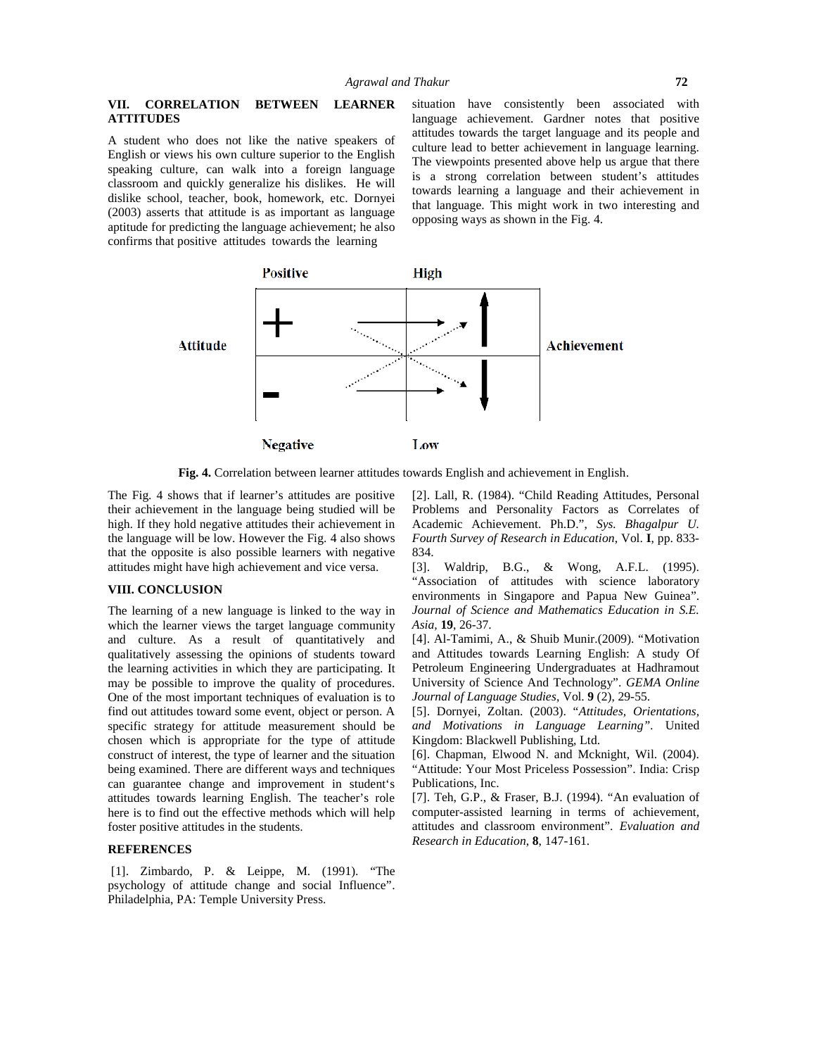## VII. CORRELATION BETWEEN LEARNER ATTITUDES

A student who does not like the native speakers of English or views his own culture superior to the English speaking culture, can walk into a foreign language classroom and quickly generalize his dislikes. He will dislike school, teacher, book, homework, etc. Dornyei (2003) asserts that attitude is as important as language aptitude for predicting the language achievement; he also confirms that positive attitudes towards the learning situation have consistently been associated with language achievement. Gardner notes that positive attitudes towards the target language and its people and culture lead to better achievement in language learning. The viewpoints presented above help us argue that there is a strong correlation between student's attitudes towards learning a language and their achievement in that language. This might work in two interesting and opposing ways as shown in the Fig. 4.

Positive

High

Attitude

+

-

Achievement

Negative

Low

**Fig. 4.** Correlation between learner attitudes towards English and achievement in English.

The Fig. 4 shows that if learner's attitudes are positive their achievement in the language being studied will be high. If they hold negative attitudes their achievement in the language will be low. However the Fig. 4 also shows that the opposite is also possible learners with negative attitudes might have high achievement and vice versa.

## VIII. CONCLUSION

The learning of a new language is linked to the way in which the learner views the target language community and culture. As a result of quantitatively and qualitatively assessing the opinions of students toward the learning activities in which they are participating. It may be possible to improve the quality of procedures. One of the most important techniques of evaluation is to find out attitudes toward some event, object or person. A specific strategy for attitude measurement should be chosen which is appropriate for the type of attitude construct of interest, the type of learner and the situation being examined. There are different ways and techniques can guarantee change and improvement in student's attitudes towards learning English. The teacher's role here is to find out the effective methods which will help foster positive attitudes in the students.

## REFERENCES

[1]. Zimbardo, P. & Leippe, M. (1991). "The psychology of attitude change and social Influence". Philadelphia, PA: Temple University Press.

[2]. Lall, R. (1984). "Child Reading Attitudes, Personal Problems and Personality Factors as Correlates of Academic Achievement. Ph.D.", *Sys. Bhagalpur U. Fourth Survey of Research in Education*, Vol. **I**, pp. 833-834.

[3]. Waldrip, B.G., & Wong, A.F.L. (1995). "Association of attitudes with science laboratory environments in Singapore and Papua New Guinea". *Journal of Science and Mathematics Education in S.E. Asia*, **19**, 26-37.

[4]. Al-Tamimi, A., & Shuib Munir.(2009). "Motivation and Attitudes towards Learning English: A study Of Petroleum Engineering Undergraduates at Hadhramout University of Science And Technology". *GEMA Online Journal of Language Studies*, Vol. **9** (2), 29-55.

[5]. Dornyei, Zoltan. (2003). *"Attitudes, Orientations, and Motivations in Language Learning"*. United Kingdom: Blackwell Publishing, Ltd.

[6]. Chapman, Elwood N. and Mcknight, Wil. (2004). "Attitude: Your Most Priceless Possession". India: Crisp Publications, Inc.

[7]. Teh, G.P., & Fraser, B.J. (1994). "An evaluation of computer-assisted learning in terms of achievement, attitudes and classroom environment". *Evaluation and Research in Education*, **8**, 147-161.